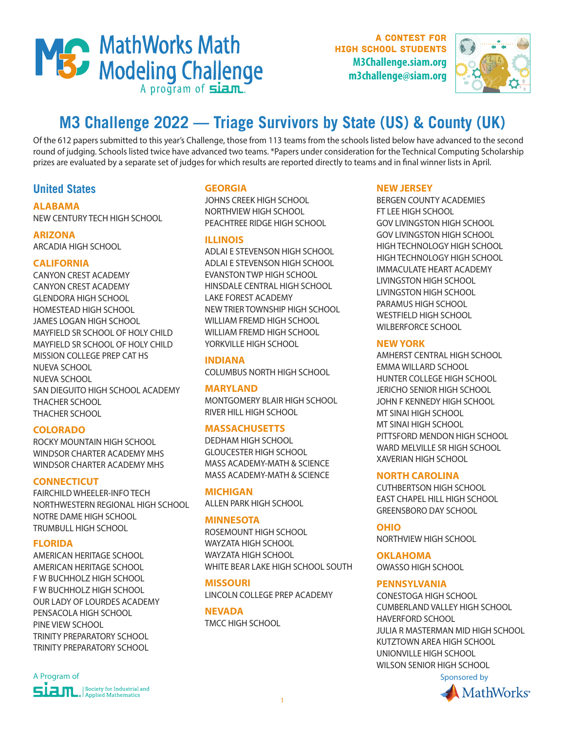# MathWorks Math Modeling Challenge

A program of siam.

**A CONTEST FOR HIGH SCHOOL STUDENTS**
**M3Challenge.siam.org**
**m3challenge@siam.org**

## M3 Challenge 2022 — Triage Survivors by State (US) & County (UK)

Of the 612 papers submitted to this year's Challenge, those from 113 teams from the schools listed below have advanced to the second round of judging. Schools listed twice have advanced two teams. *Papers under consideration for the Technical Computing Scholarship prizes are evaluated by a separate set of judges for which results are reported directly to teams and in final winner lists in April.

## United States

### ALABAMA
NEW CENTURY TECH HIGH SCHOOL

### ARIZONA
ARCADIA HIGH SCHOOL

### CALIFORNIA
CANYON CREST ACADEMY
CANYON CREST ACADEMY
GLENDORA HIGH SCHOOL
HOMESTEAD HIGH SCHOOL
JAMES LOGAN HIGH SCHOOL
MAYFIELD SR SCHOOL OF HOLY CHILD
MAYFIELD SR SCHOOL OF HOLY CHILD
MISSION COLLEGE PREP CAT HS
NUEVA SCHOOL
NUEVA SCHOOL
SAN DIEGUITO HIGH SCHOOL ACADEMY
THACHER SCHOOL
THACHER SCHOOL

### COLORADO
ROCKY MOUNTAIN HIGH SCHOOL
WINDSOR CHARTER ACADEMY MHS
WINDSOR CHARTER ACADEMY MHS

### CONNECTICUT
FAIRCHILD WHEELER-INFO TECH
NORTHWESTERN REGIONAL HIGH SCHOOL
NOTRE DAME HIGH SCHOOL
TRUMBULL HIGH SCHOOL

### FLORIDA
AMERICAN HERITAGE SCHOOL
AMERICAN HERITAGE SCHOOL
F W BUCHHOLZ HIGH SCHOOL
F W BUCHHOLZ HIGH SCHOOL
OUR LADY OF LOURDES ACADEMY
PENSACOLA HIGH SCHOOL
PINE VIEW SCHOOL
TRINITY PREPARATORY SCHOOL
TRINITY PREPARATORY SCHOOL

### GEORGIA
JOHNS CREEK HIGH SCHOOL
NORTHVIEW HIGH SCHOOL
PEACHTREE RIDGE HIGH SCHOOL

### ILLINOIS
ADLAI E STEVENSON HIGH SCHOOL
ADLAI E STEVENSON HIGH SCHOOL
EVANSTON TWP HIGH SCHOOL
HINSDALE CENTRAL HIGH SCHOOL
LAKE FOREST ACADEMY
NEW TRIER TOWNSHIP HIGH SCHOOL
WILLIAM FREMD HIGH SCHOOL
WILLIAM FREMD HIGH SCHOOL
YORKVILLE HIGH SCHOOL

### INDIANA
COLUMBUS NORTH HIGH SCHOOL

### MARYLAND
MONTGOMERY BLAIR HIGH SCHOOL
RIVER HILL HIGH SCHOOL

### MASSACHUSETTS
DEDHAM HIGH SCHOOL
GLOUCESTER HIGH SCHOOL
MASS ACADEMY-MATH & SCIENCE
MASS ACADEMY-MATH & SCIENCE

### MICHIGAN
ALLEN PARK HIGH SCHOOL

### MINNESOTA
ROSEMOUNT HIGH SCHOOL
WAYZATA HIGH SCHOOL
WAYZATA HIGH SCHOOL
WHITE BEAR LAKE HIGH SCHOOL SOUTH

### MISSOURI
LINCOLN COLLEGE PREP ACADEMY

### NEVADA
TMCC HIGH SCHOOL

### NEW JERSEY
BERGEN COUNTY ACADEMIES
FT LEE HIGH SCHOOL
GOV LIVINGSTON HIGH SCHOOL
GOV LIVINGSTON HIGH SCHOOL
HIGH TECHNOLOGY HIGH SCHOOL
HIGH TECHNOLOGY HIGH SCHOOL
IMMACULATE HEART ACADEMY
LIVINGSTON HIGH SCHOOL
LIVINGSTON HIGH SCHOOL
PARAMUS HIGH SCHOOL
WESTFIELD HIGH SCHOOL
WILBERFORCE SCHOOL

### NEW YORK
AMHERST CENTRAL HIGH SCHOOL
EMMA WILLARD SCHOOL
HUNTER COLLEGE HIGH SCHOOL
JERICHO SENIOR HIGH SCHOOL
JOHN F KENNEDY HIGH SCHOOL
MT SINAI HIGH SCHOOL
MT SINAI HIGH SCHOOL
PITTSFORD MENDON HIGH SCHOOL
WARD MELVILLE SR HIGH SCHOOL
XAVERIAN HIGH SCHOOL

### NORTH CAROLINA
CUTHBERTSON HIGH SCHOOL
EAST CHAPEL HILL HIGH SCHOOL
GREENSBORO DAY SCHOOL

### OHIO
NORTHVIEW HIGH SCHOOL

### OKLAHOMA
OWASSO HIGH SCHOOL

### PENNSYLVANIA
CONESTOGA HIGH SCHOOL
CUMBERLAND VALLEY HIGH SCHOOL
HAVERFORD SCHOOL
JULIA R MASTERMAN MID HIGH SCHOOL
KUTZTOWN AREA HIGH SCHOOL
UNIONVILLE HIGH SCHOOL
WILSON SENIOR HIGH SCHOOL

A Program of siam. Society for Industrial and Applied Mathematics

Sponsored by MathWorks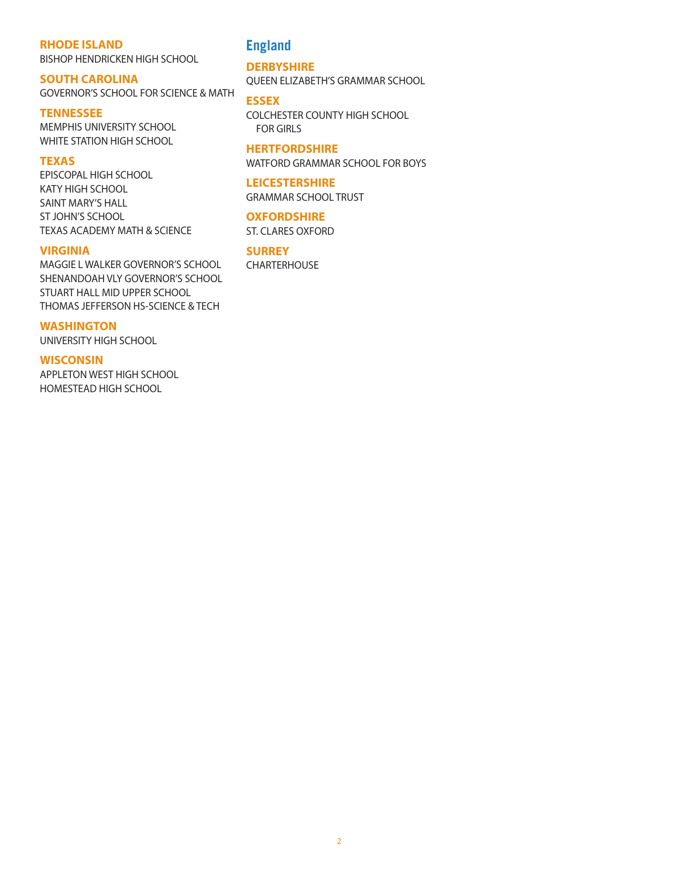### RHODE ISLAND

BISHOP HENDRICKEN HIGH SCHOOL

### SOUTH CAROLINA

GOVERNOR'S SCHOOL FOR SCIENCE & MATH

### TENNESSEE

MEMPHIS UNIVERSITY SCHOOL
WHITE STATION HIGH SCHOOL

### TEXAS

EPISCOPAL HIGH SCHOOL
KATY HIGH SCHOOL
SAINT MARY'S HALL
ST JOHN'S SCHOOL
TEXAS ACADEMY MATH & SCIENCE

### VIRGINIA

MAGGIE L WALKER GOVERNOR'S SCHOOL
SHENANDOAH VLY GOVERNOR'S SCHOOL
STUART HALL MID UPPER SCHOOL
THOMAS JEFFERSON HS-SCIENCE & TECH

### WASHINGTON

UNIVERSITY HIGH SCHOOL

### WISCONSIN

APPLETON WEST HIGH SCHOOL
HOMESTEAD HIGH SCHOOL

## England

### DERBYSHIRE

QUEEN ELIZABETH'S GRAMMAR SCHOOL

### ESSEX

COLCHESTER COUNTY HIGH SCHOOL FOR GIRLS

### HERTFORDSHIRE

WATFORD GRAMMAR SCHOOL FOR BOYS

### LEICESTERSHIRE

GRAMMAR SCHOOL TRUST

### OXFORDSHIRE

ST. CLARES OXFORD

### SURREY

CHARTERHOUSE